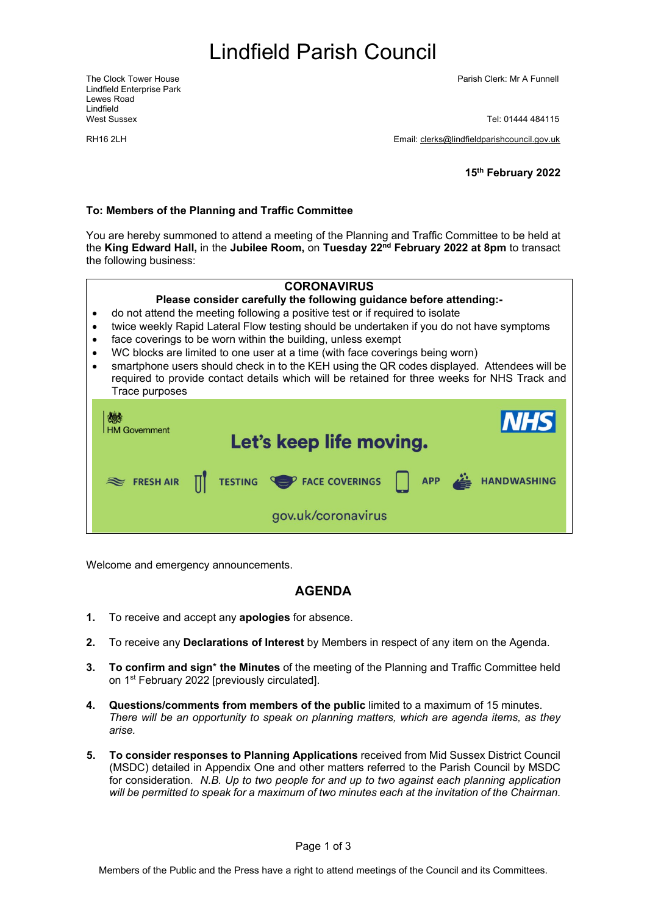# Lindfield Parish Council

The Clock Tower House
Lindfield Enterprise Park
Lewes Road
Lindfield
West Sussex
RH16 2LH

Parish Clerk: Mr A Funnell

Tel: 01444 484115

Email: clerks@lindfieldparishcouncil.gov.uk

**15th February 2022**

**To: Members of the Planning and Traffic Committee**

You are hereby summoned to attend a meeting of the Planning and Traffic Committee to be held at the **King Edward Hall,** in the **Jubilee Room,** on **Tuesday 22nd February 2022 at 8pm** to transact the following business:

**CORONAVIRUS**

**Please consider carefully the following guidance before attending:-**

- do not attend the meeting following a positive test or if required to isolate
- twice weekly Rapid Lateral Flow testing should be undertaken if you do not have symptoms
- face coverings to be worn within the building, unless exempt
- WC blocks are limited to one user at a time (with face coverings being worn)
- smartphone users should check in to the KEH using the QR codes displayed. Attendees will be required to provide contact details which will be retained for three weeks for NHS Track and Trace purposes

HM Government | NHS

Let's keep life moving.

FRESH AIR | TESTING | FACE COVERINGS | APP | HANDWASHING

gov.uk/coronavirus

Welcome and emergency announcements.

## AGENDA

1. To receive and accept any **apologies** for absence.

2. To receive any **Declarations of Interest** by Members in respect of any item on the Agenda.

3. **To confirm and sign* the Minutes** of the meeting of the Planning and Traffic Committee held on 1st February 2022 [previously circulated].

4. **Questions/comments from members of the public** limited to a maximum of 15 minutes. *There will be an opportunity to speak on planning matters, which are agenda items, as they arise.*

5. **To consider responses to Planning Applications** received from Mid Sussex District Council (MSDC) detailed in Appendix One and other matters referred to the Parish Council by MSDC for consideration. *N.B. Up to two people for and up to two against each planning application will be permitted to speak for a maximum of two minutes each at the invitation of the Chairman.*

Members of the Public and the Press have a right to attend meetings of the Council and its Committees.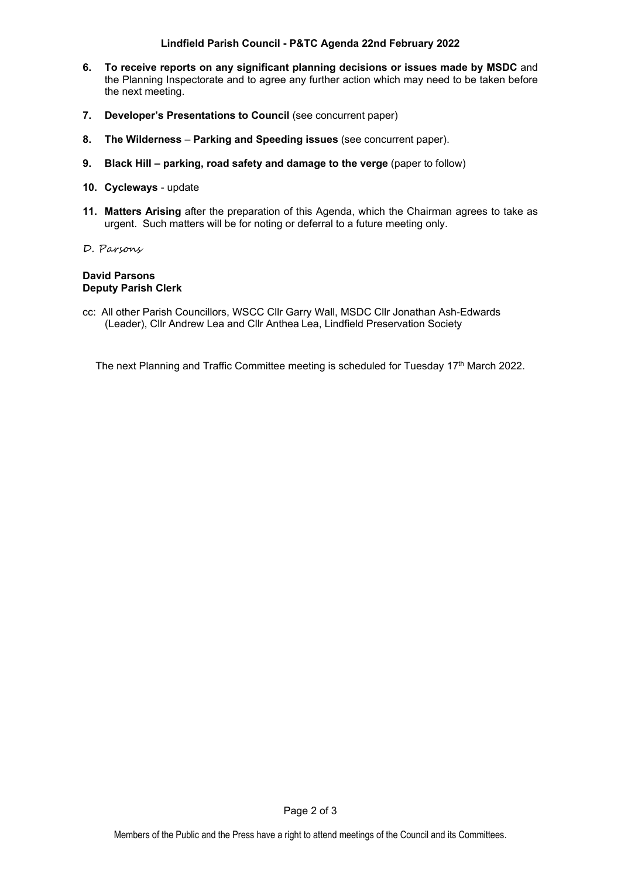6. **To receive reports on any significant planning decisions or issues made by MSDC** and the Planning Inspectorate and to agree any further action which may need to be taken before the next meeting.

7. **Developer's Presentations to Council** (see concurrent paper)

8. **The Wilderness** – **Parking and Speeding issues** (see concurrent paper).

9. **Black Hill – parking, road safety and damage to the verge** (paper to follow)

10. **Cycleways** - update

11. **Matters Arising** after the preparation of this Agenda, which the Chairman agrees to take as urgent. Such matters will be for noting or deferral to a future meeting only.

*D. Parsons*

**David Parsons**
**Deputy Parish Clerk**

cc: All other Parish Councillors, WSCC Cllr Garry Wall, MSDC Cllr Jonathan Ash-Edwards (Leader), Cllr Andrew Lea and Cllr Anthea Lea, Lindfield Preservation Society

The next Planning and Traffic Committee meeting is scheduled for Tuesday 17th March 2022.

Members of the Public and the Press have a right to attend meetings of the Council and its Committees.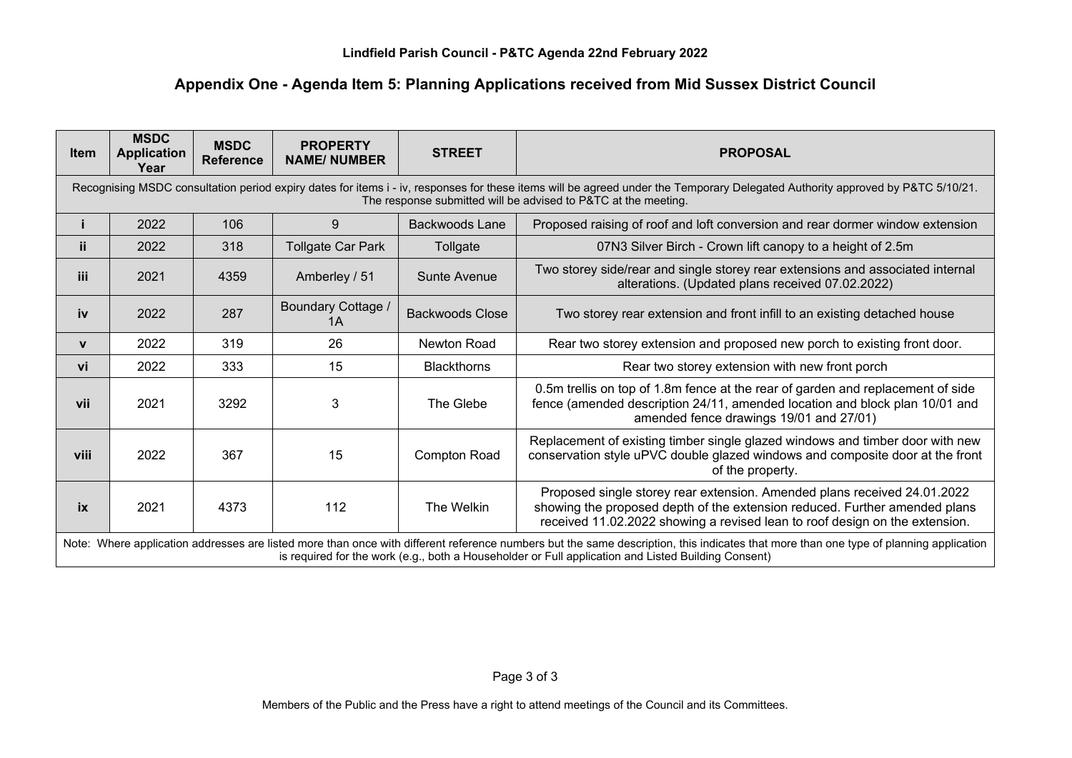**Lindfield Parish Council - P&TC Agenda 22nd February 2022**

## Appendix One - Agenda Item 5: Planning Applications received from Mid Sussex District Council

| Item | MSDC Application Year | MSDC Reference | PROPERTY NAME/ NUMBER | STREET | PROPOSAL |
|---|---|---|---|---|---|
| Recognising MSDC consultation period expiry dates for items i - iv, responses for these items will be agreed under the Temporary Delegated Authority approved by P&TC 5/10/21. The response submitted will be advised to P&TC at the meeting. | | | | | |
| i | 2022 | 106 | 9 | Backwoods Lane | Proposed raising of roof and loft conversion and rear dormer window extension |
| ii | 2022 | 318 | Tollgate Car Park | Tollgate | 07N3 Silver Birch - Crown lift canopy to a height of 2.5m |
| iii | 2021 | 4359 | Amberley / 51 | Sunte Avenue | Two storey side/rear and single storey rear extensions and associated internal alterations. (Updated plans received 07.02.2022) |
| iv | 2022 | 287 | Boundary Cottage / 1A | Backwoods Close | Two storey rear extension and front infill to an existing detached house |
| v | 2022 | 319 | 26 | Newton Road | Rear two storey extension and proposed new porch to existing front door. |
| vi | 2022 | 333 | 15 | Blackthorns | Rear two storey extension with new front porch |
| vii | 2021 | 3292 | 3 | The Glebe | 0.5m trellis on top of 1.8m fence at the rear of garden and replacement of side fence (amended description 24/11, amended location and block plan 10/01 and amended fence drawings 19/01 and 27/01) |
| viii | 2022 | 367 | 15 | Compton Road | Replacement of existing timber single glazed windows and timber door with new conservation style uPVC double glazed windows and composite door at the front of the property. |
| ix | 2021 | 4373 | 112 | The Welkin | Proposed single storey rear extension. Amended plans received 24.01.2022 showing the proposed depth of the extension reduced. Further amended plans received 11.02.2022 showing a revised lean to roof design on the extension. |
| Note: Where application addresses are listed more than once with different reference numbers but the same description, this indicates that more than one type of planning application is required for the work (e.g., both a Householder or Full application and Listed Building Consent) | | | | | |

Members of the Public and the Press have a right to attend meetings of the Council and its Committees.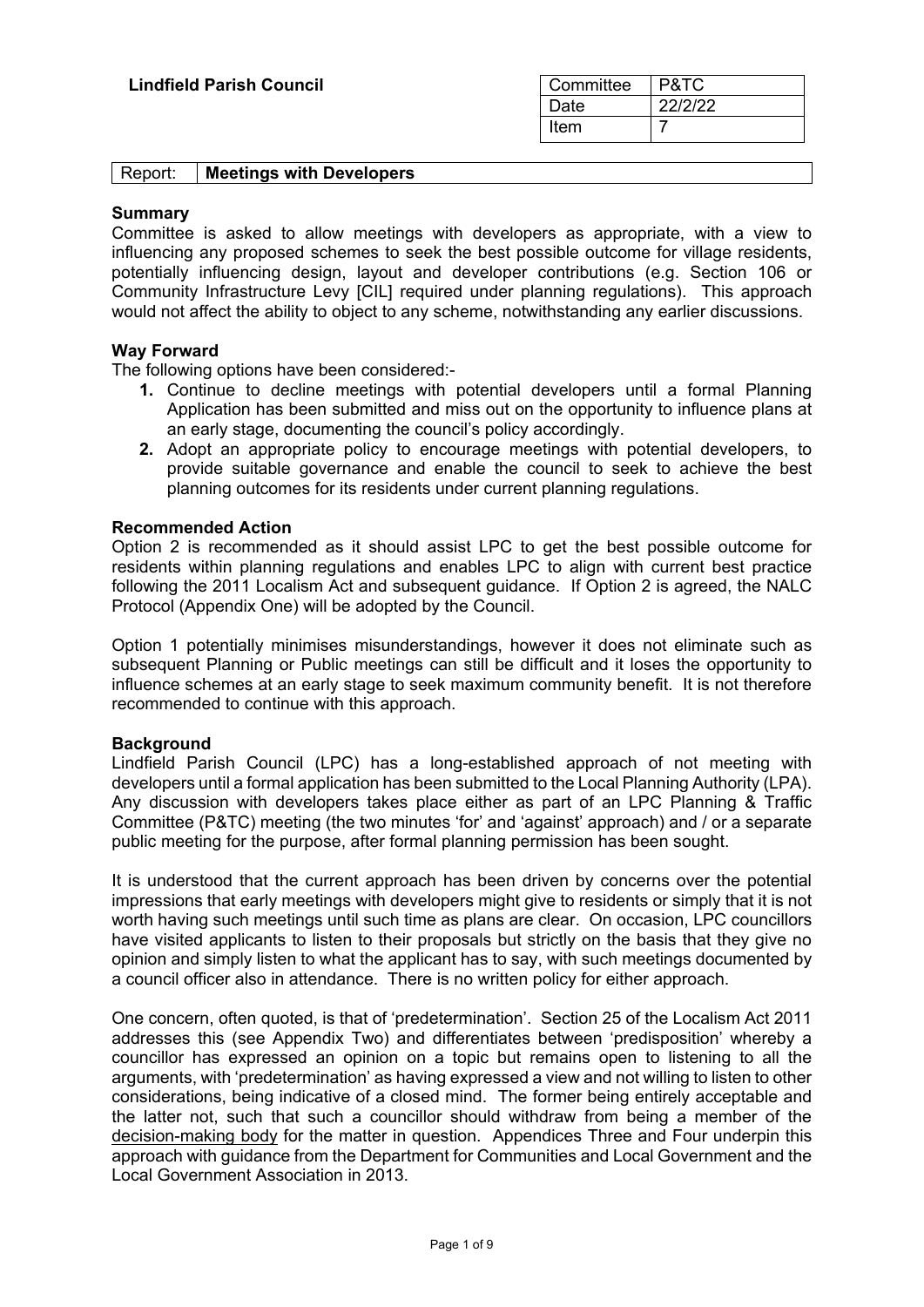**Lindfield Parish Council**

| Committee | P&TC |
| --- | --- |
| Date | 22/2/22 |
| Item | 7 |

| Report: | **Meetings with Developers** |
| --- | --- |

**Summary**

Committee is asked to allow meetings with developers as appropriate, with a view to influencing any proposed schemes to seek the best possible outcome for village residents, potentially influencing design, layout and developer contributions (e.g. Section 106 or Community Infrastructure Levy [CIL] required under planning regulations). This approach would not affect the ability to object to any scheme, notwithstanding any earlier discussions.

**Way Forward**

The following options have been considered:-

1. Continue to decline meetings with potential developers until a formal Planning Application has been submitted and miss out on the opportunity to influence plans at an early stage, documenting the council's policy accordingly.
2. Adopt an appropriate policy to encourage meetings with potential developers, to provide suitable governance and enable the council to seek to achieve the best planning outcomes for its residents under current planning regulations.

**Recommended Action**

Option 2 is recommended as it should assist LPC to get the best possible outcome for residents within planning regulations and enables LPC to align with current best practice following the 2011 Localism Act and subsequent guidance. If Option 2 is agreed, the NALC Protocol (Appendix One) will be adopted by the Council.

Option 1 potentially minimises misunderstandings, however it does not eliminate such as subsequent Planning or Public meetings can still be difficult and it loses the opportunity to influence schemes at an early stage to seek maximum community benefit. It is not therefore recommended to continue with this approach.

**Background**

Lindfield Parish Council (LPC) has a long-established approach of not meeting with developers until a formal application has been submitted to the Local Planning Authority (LPA). Any discussion with developers takes place either as part of an LPC Planning & Traffic Committee (P&TC) meeting (the two minutes 'for' and 'against' approach) and / or a separate public meeting for the purpose, after formal planning permission has been sought.

It is understood that the current approach has been driven by concerns over the potential impressions that early meetings with developers might give to residents or simply that it is not worth having such meetings until such time as plans are clear. On occasion, LPC councillors have visited applicants to listen to their proposals but strictly on the basis that they give no opinion and simply listen to what the applicant has to say, with such meetings documented by a council officer also in attendance. There is no written policy for either approach.

One concern, often quoted, is that of 'predetermination'. Section 25 of the Localism Act 2011 addresses this (see Appendix Two) and differentiates between 'predisposition' whereby a councillor has expressed an opinion on a topic but remains open to listening to all the arguments, with 'predetermination' as having expressed a view and not willing to listen to other considerations, being indicative of a closed mind. The former being entirely acceptable and the latter not, such that such a councillor should withdraw from being a member of the decision-making body for the matter in question. Appendices Three and Four underpin this approach with guidance from the Department for Communities and Local Government and the Local Government Association in 2013.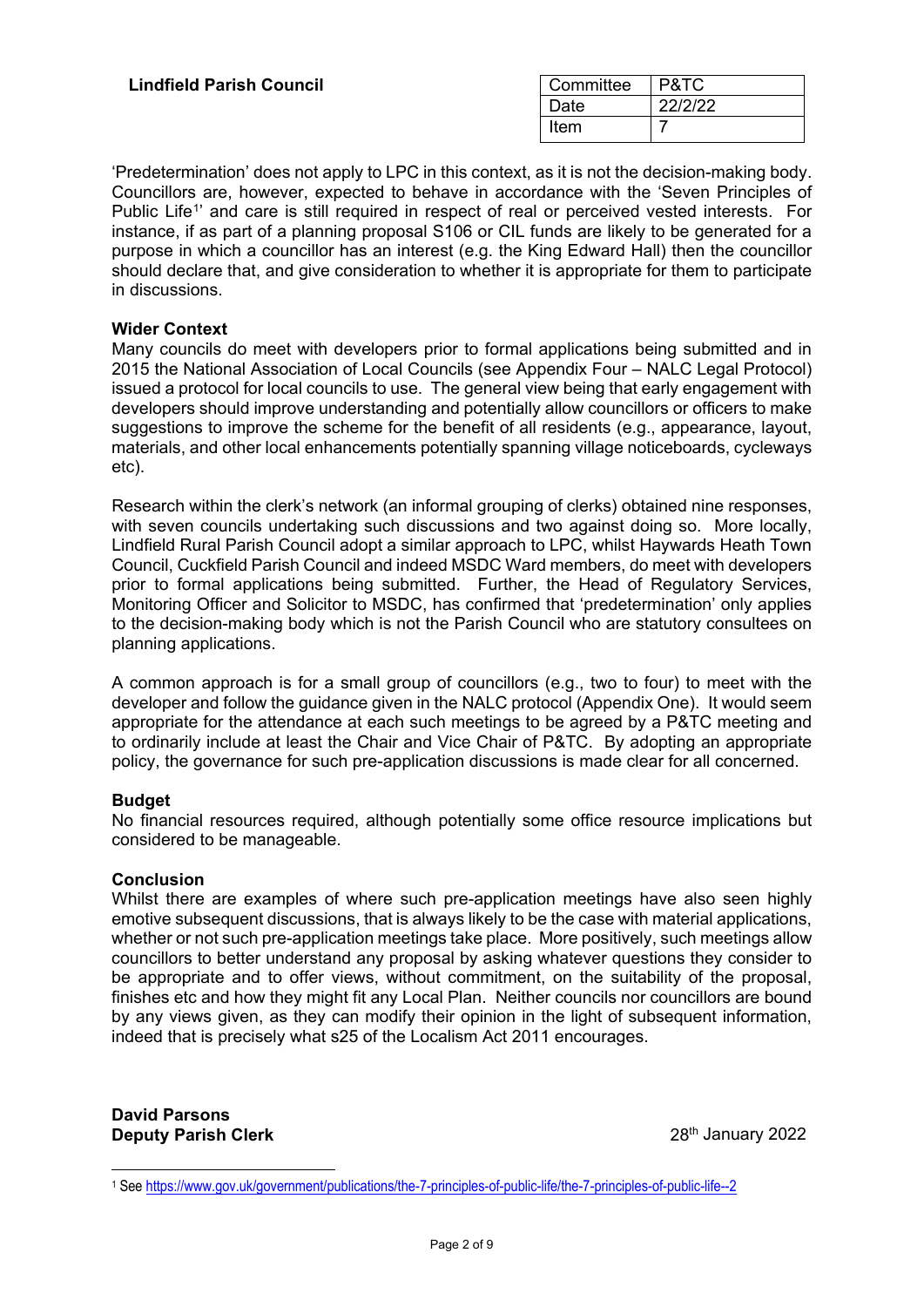**Lindfield Parish Council**

| Committee | P&TC |
|---|---|
| Date | 22/2/22 |
| Item | 7 |

'Predetermination' does not apply to LPC in this context, as it is not the decision-making body. Councillors are, however, expected to behave in accordance with the 'Seven Principles of Public Life[1]' and care is still required in respect of real or perceived vested interests. For instance, if as part of a planning proposal S106 or CIL funds are likely to be generated for a purpose in which a councillor has an interest (e.g. the King Edward Hall) then the councillor should declare that, and give consideration to whether it is appropriate for them to participate in discussions.

**Wider Context**

Many councils do meet with developers prior to formal applications being submitted and in 2015 the National Association of Local Councils (see Appendix Four – NALC Legal Protocol) issued a protocol for local councils to use. The general view being that early engagement with developers should improve understanding and potentially allow councillors or officers to make suggestions to improve the scheme for the benefit of all residents (e.g., appearance, layout, materials, and other local enhancements potentially spanning village noticeboards, cycleways etc).

Research within the clerk's network (an informal grouping of clerks) obtained nine responses, with seven councils undertaking such discussions and two against doing so. More locally, Lindfield Rural Parish Council adopt a similar approach to LPC, whilst Haywards Heath Town Council, Cuckfield Parish Council and indeed MSDC Ward members, do meet with developers prior to formal applications being submitted. Further, the Head of Regulatory Services, Monitoring Officer and Solicitor to MSDC, has confirmed that 'predetermination' only applies to the decision-making body which is not the Parish Council who are statutory consultees on planning applications.

A common approach is for a small group of councillors (e.g., two to four) to meet with the developer and follow the guidance given in the NALC protocol (Appendix One). It would seem appropriate for the attendance at each such meetings to be agreed by a P&TC meeting and to ordinarily include at least the Chair and Vice Chair of P&TC. By adopting an appropriate policy, the governance for such pre-application discussions is made clear for all concerned.

**Budget**

No financial resources required, although potentially some office resource implications but considered to be manageable.

**Conclusion**

Whilst there are examples of where such pre-application meetings have also seen highly emotive subsequent discussions, that is always likely to be the case with material applications, whether or not such pre-application meetings take place. More positively, such meetings allow councillors to better understand any proposal by asking whatever questions they consider to be appropriate and to offer views, without commitment, on the suitability of the proposal, finishes etc and how they might fit any Local Plan. Neither councils nor councillors are bound by any views given, as they can modify their opinion in the light of subsequent information, indeed that is precisely what s25 of the Localism Act 2011 encourages.

**David Parsons**
**Deputy Parish Clerk**

28th January 2022

---

[1] See https://www.gov.uk/government/publications/the-7-principles-of-public-life/the-7-principles-of-public-life--2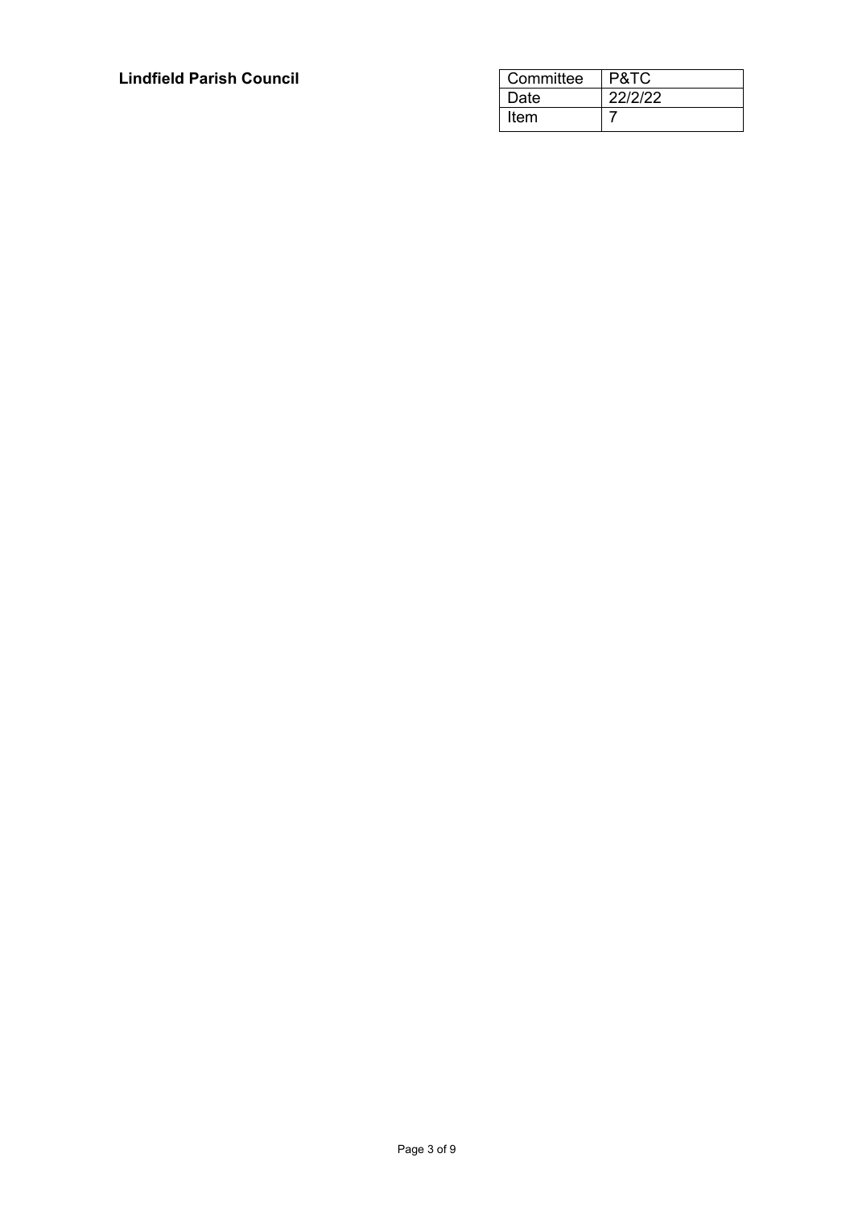**Lindfield Parish Council**

| Committee | P&TC |
| --- | --- |
| Date | 22/2/22 |
| Item | 7 |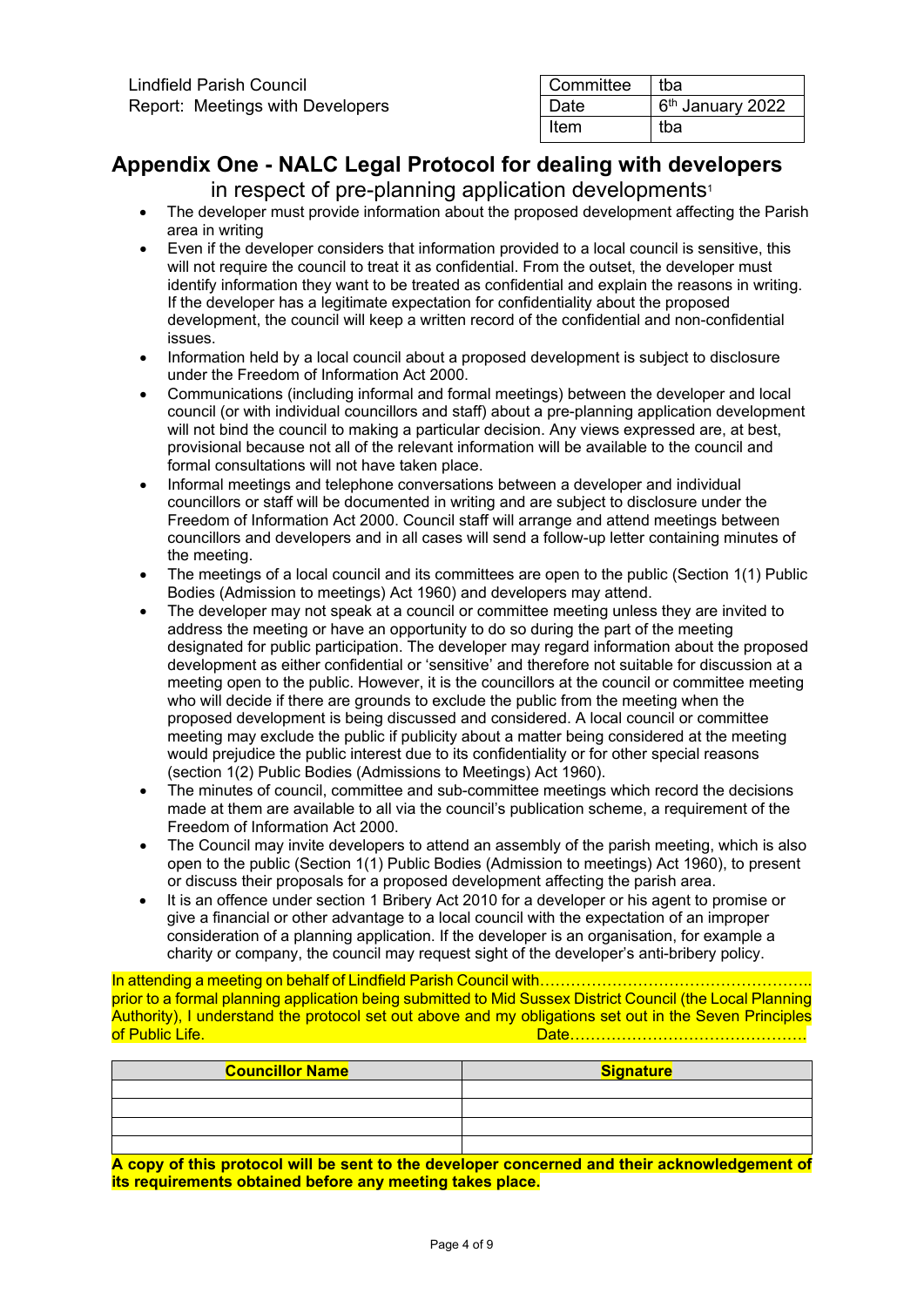Lindfield Parish Council
Report: Meetings with Developers

| Committee | tba |
| --- | --- |
| Date | 6th January 2022 |
| Item | tba |

## Appendix One - NALC Legal Protocol for dealing with developers

in respect of pre-planning application developments[1]

- The developer must provide information about the proposed development affecting the Parish area in writing
- Even if the developer considers that information provided to a local council is sensitive, this will not require the council to treat it as confidential. From the outset, the developer must identify information they want to be treated as confidential and explain the reasons in writing. If the developer has a legitimate expectation for confidentiality about the proposed development, the council will keep a written record of the confidential and non-confidential issues.
- Information held by a local council about a proposed development is subject to disclosure under the Freedom of Information Act 2000.
- Communications (including informal and formal meetings) between the developer and local council (or with individual councillors and staff) about a pre-planning application development will not bind the council to making a particular decision. Any views expressed are, at best, provisional because not all of the relevant information will be available to the council and formal consultations will not have taken place.
- Informal meetings and telephone conversations between a developer and individual councillors or staff will be documented in writing and are subject to disclosure under the Freedom of Information Act 2000. Council staff will arrange and attend meetings between councillors and developers and in all cases will send a follow-up letter containing minutes of the meeting.
- The meetings of a local council and its committees are open to the public (Section 1(1) Public Bodies (Admission to meetings) Act 1960) and developers may attend.
- The developer may not speak at a council or committee meeting unless they are invited to address the meeting or have an opportunity to do so during the part of the meeting designated for public participation. The developer may regard information about the proposed development as either confidential or 'sensitive' and therefore not suitable for discussion at a meeting open to the public. However, it is the councillors at the council or committee meeting who will decide if there are grounds to exclude the public from the meeting when the proposed development is being discussed and considered. A local council or committee meeting may exclude the public if publicity about a matter being considered at the meeting would prejudice the public interest due to its confidentiality or for other special reasons (section 1(2) Public Bodies (Admissions to Meetings) Act 1960).
- The minutes of council, committee and sub-committee meetings which record the decisions made at them are available to all via the council's publication scheme, a requirement of the Freedom of Information Act 2000.
- The Council may invite developers to attend an assembly of the parish meeting, which is also open to the public (Section 1(1) Public Bodies (Admission to meetings) Act 1960), to present or discuss their proposals for a proposed development affecting the parish area.
- It is an offence under section 1 Bribery Act 2010 for a developer or his agent to promise or give a financial or other advantage to a local council with the expectation of an improper consideration of a planning application. If the developer is an organisation, for example a charity or company, the council may request sight of the developer's anti-bribery policy.

In attending a meeting on behalf of Lindfield Parish Council with…………………………………………….. prior to a formal planning application being submitted to Mid Sussex District Council (the Local Planning Authority), I understand the protocol set out above and my obligations set out in the Seven Principles of Public Life. Date………………………………………

| **Councillor Name** | **Signature** |
| --- | --- |
| | |
| | |
| | |
| | |

**A copy of this protocol will be sent to the developer concerned and their acknowledgement of its requirements obtained before any meeting takes place.**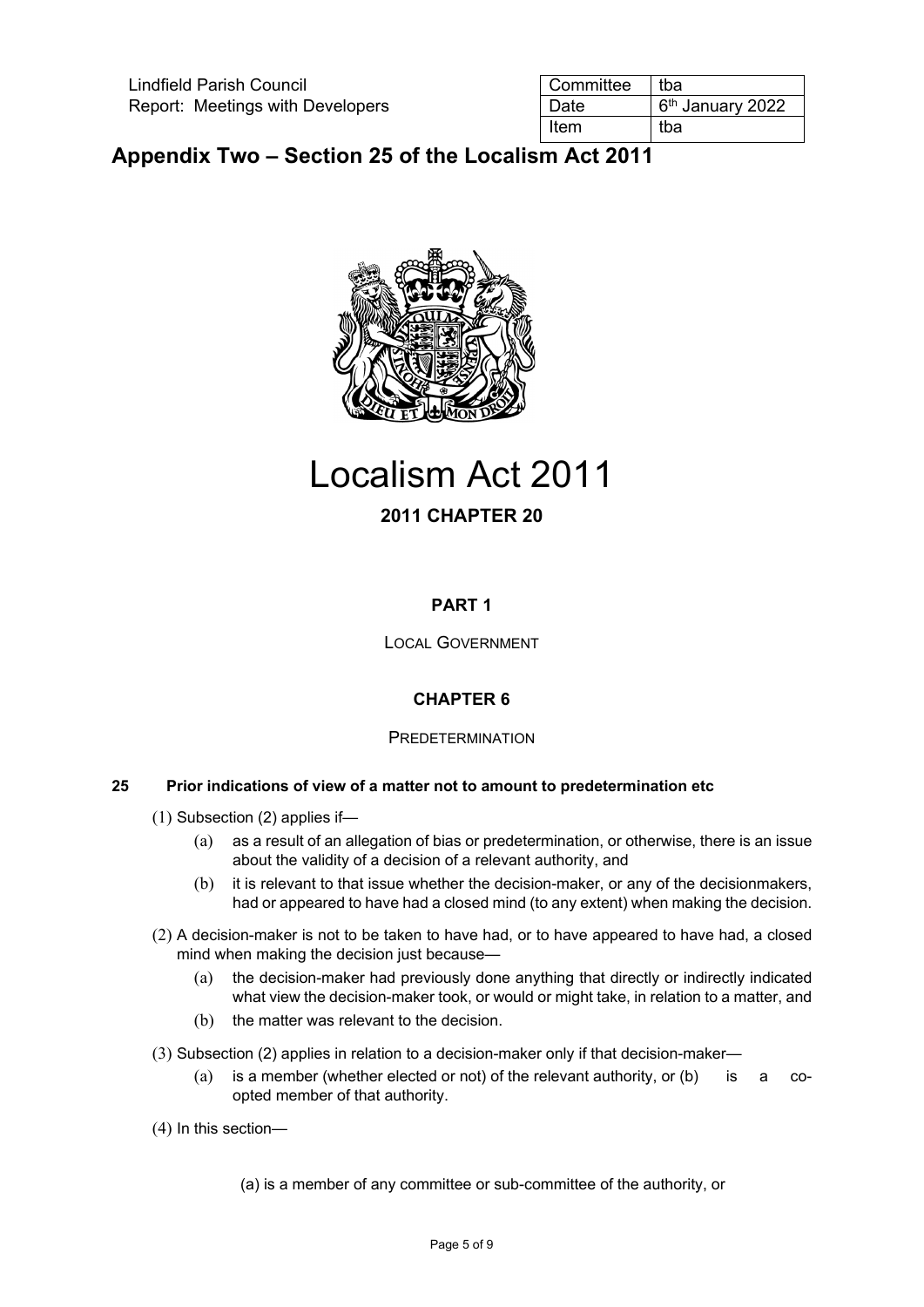Lindfield Parish Council
Report: Meetings with Developers

| Committee | tba |
| --- | --- |
| Date | 6th January 2022 |
| Item | tba |

## Appendix Two – Section 25 of the Localism Act 2011

# Localism Act 2011

**2011 CHAPTER 20**

**PART 1**

LOCAL GOVERNMENT

**CHAPTER 6**

PREDETERMINATION

**25 Prior indications of view of a matter not to amount to predetermination etc**

(1) Subsection (2) applies if—

(a) as a result of an allegation of bias or predetermination, or otherwise, there is an issue about the validity of a decision of a relevant authority, and

(b) it is relevant to that issue whether the decision-maker, or any of the decisionmakers, had or appeared to have had a closed mind (to any extent) when making the decision.

(2) A decision-maker is not to be taken to have had, or to have appeared to have had, a closed mind when making the decision just because—

(a) the decision-maker had previously done anything that directly or indirectly indicated what view the decision-maker took, or would or might take, in relation to a matter, and

(b) the matter was relevant to the decision.

(3) Subsection (2) applies in relation to a decision-maker only if that decision-maker—

(a) is a member (whether elected or not) of the relevant authority, or (b) is a co-opted member of that authority.

(4) In this section—

(a) is a member of any committee or sub-committee of the authority, or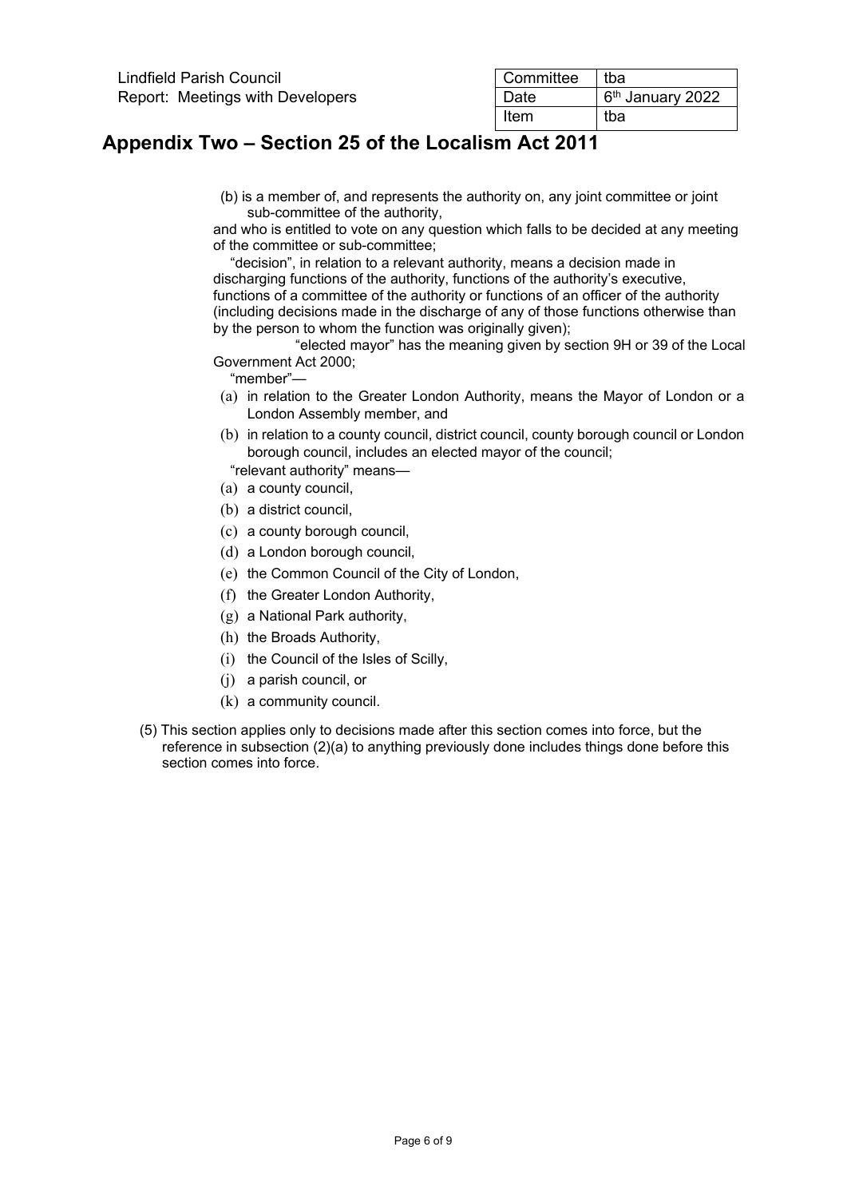## Appendix Two – Section 25 of the Localism Act 2011

(b) is a member of, and represents the authority on, any joint committee or joint sub-committee of the authority,

and who is entitled to vote on any question which falls to be decided at any meeting of the committee or sub-committee;

"decision", in relation to a relevant authority, means a decision made in discharging functions of the authority, functions of the authority's executive, functions of a committee of the authority or functions of an officer of the authority (including decisions made in the discharge of any of those functions otherwise than by the person to whom the function was originally given);

"elected mayor" has the meaning given by section 9H or 39 of the Local Government Act 2000;

"member"—

(a) in relation to the Greater London Authority, means the Mayor of London or a London Assembly member, and

(b) in relation to a county council, district council, county borough council or London borough council, includes an elected mayor of the council;

"relevant authority" means—

(a) a county council,

(b) a district council,

(c) a county borough council,

(d) a London borough council,

(e) the Common Council of the City of London,

(f) the Greater London Authority,

(g) a National Park authority,

(h) the Broads Authority,

(i) the Council of the Isles of Scilly,

(j) a parish council, or

(k) a community council.

(5) This section applies only to decisions made after this section comes into force, but the reference in subsection (2)(a) to anything previously done includes things done before this section comes into force.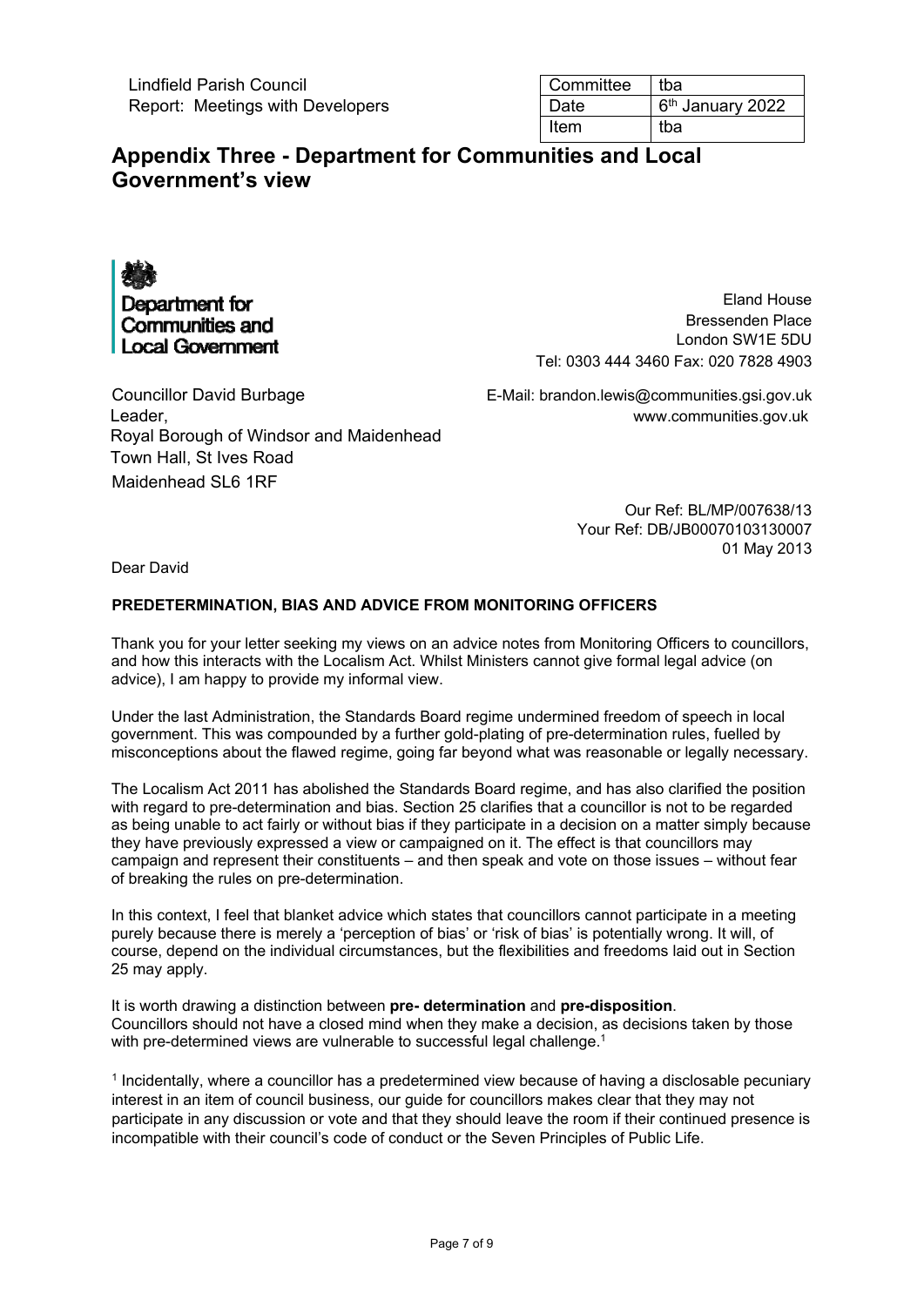Lindfield Parish Council
Report: Meetings with Developers

| Committee | tba |
| --- | --- |
| Date | 6th January 2022 |
| Item | tba |

# Appendix Three - Department for Communities and Local Government's view

Department for Communities and Local Government

Eland House
Bressenden Place
London SW1E 5DU
Tel: 0303 444 3460 Fax: 020 7828 4903

E-Mail: brandon.lewis@communities.gsi.gov.uk
www.communities.gov.uk

Councillor David Burbage
Leader,
Royal Borough of Windsor and Maidenhead
Town Hall, St Ives Road
Maidenhead SL6 1RF

Our Ref: BL/MP/007638/13
Your Ref: DB/JB00070103130007
01 May 2013

Dear David

**PREDETERMINATION, BIAS AND ADVICE FROM MONITORING OFFICERS**

Thank you for your letter seeking my views on an advice notes from Monitoring Officers to councillors, and how this interacts with the Localism Act. Whilst Ministers cannot give formal legal advice (on advice), I am happy to provide my informal view.

Under the last Administration, the Standards Board regime undermined freedom of speech in local government. This was compounded by a further gold-plating of pre-determination rules, fuelled by misconceptions about the flawed regime, going far beyond what was reasonable or legally necessary.

The Localism Act 2011 has abolished the Standards Board regime, and has also clarified the position with regard to pre-determination and bias. Section 25 clarifies that a councillor is not to be regarded as being unable to act fairly or without bias if they participate in a decision on a matter simply because they have previously expressed a view or campaigned on it. The effect is that councillors may campaign and represent their constituents – and then speak and vote on those issues – without fear of breaking the rules on pre-determination.

In this context, I feel that blanket advice which states that councillors cannot participate in a meeting purely because there is merely a 'perception of bias' or 'risk of bias' is potentially wrong. It will, of course, depend on the individual circumstances, but the flexibilities and freedoms laid out in Section 25 may apply.

It is worth drawing a distinction between **pre- determination** and **pre-disposition**.
Councillors should not have a closed mind when they make a decision, as decisions taken by those with pre-determined views are vulnerable to successful legal challenge.[1]

[1] Incidentally, where a councillor has a predetermined view because of having a disclosable pecuniary interest in an item of council business, our guide for councillors makes clear that they may not participate in any discussion or vote and that they should leave the room if their continued presence is incompatible with their council's code of conduct or the Seven Principles of Public Life.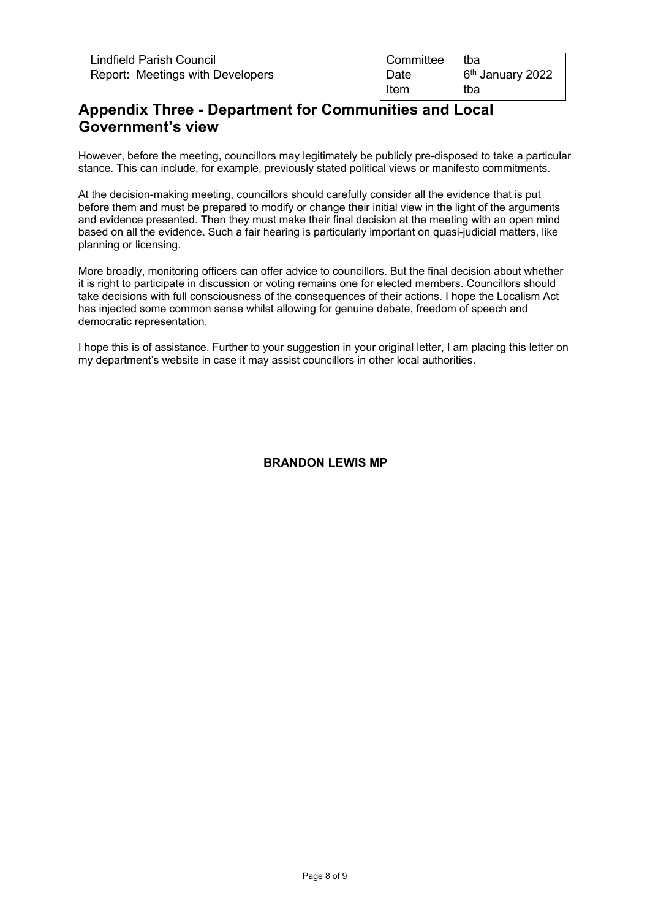## Appendix Three - Department for Communities and Local Government's view

However, before the meeting, councillors may legitimately be publicly pre-disposed to take a particular stance. This can include, for example, previously stated political views or manifesto commitments.

At the decision-making meeting, councillors should carefully consider all the evidence that is put before them and must be prepared to modify or change their initial view in the light of the arguments and evidence presented. Then they must make their final decision at the meeting with an open mind based on all the evidence. Such a fair hearing is particularly important on quasi-judicial matters, like planning or licensing.

More broadly, monitoring officers can offer advice to councillors. But the final decision about whether it is right to participate in discussion or voting remains one for elected members. Councillors should take decisions with full consciousness of the consequences of their actions. I hope the Localism Act has injected some common sense whilst allowing for genuine debate, freedom of speech and democratic representation.

I hope this is of assistance. Further to your suggestion in your original letter, I am placing this letter on my department's website in case it may assist councillors in other local authorities.

**BRANDON LEWIS MP**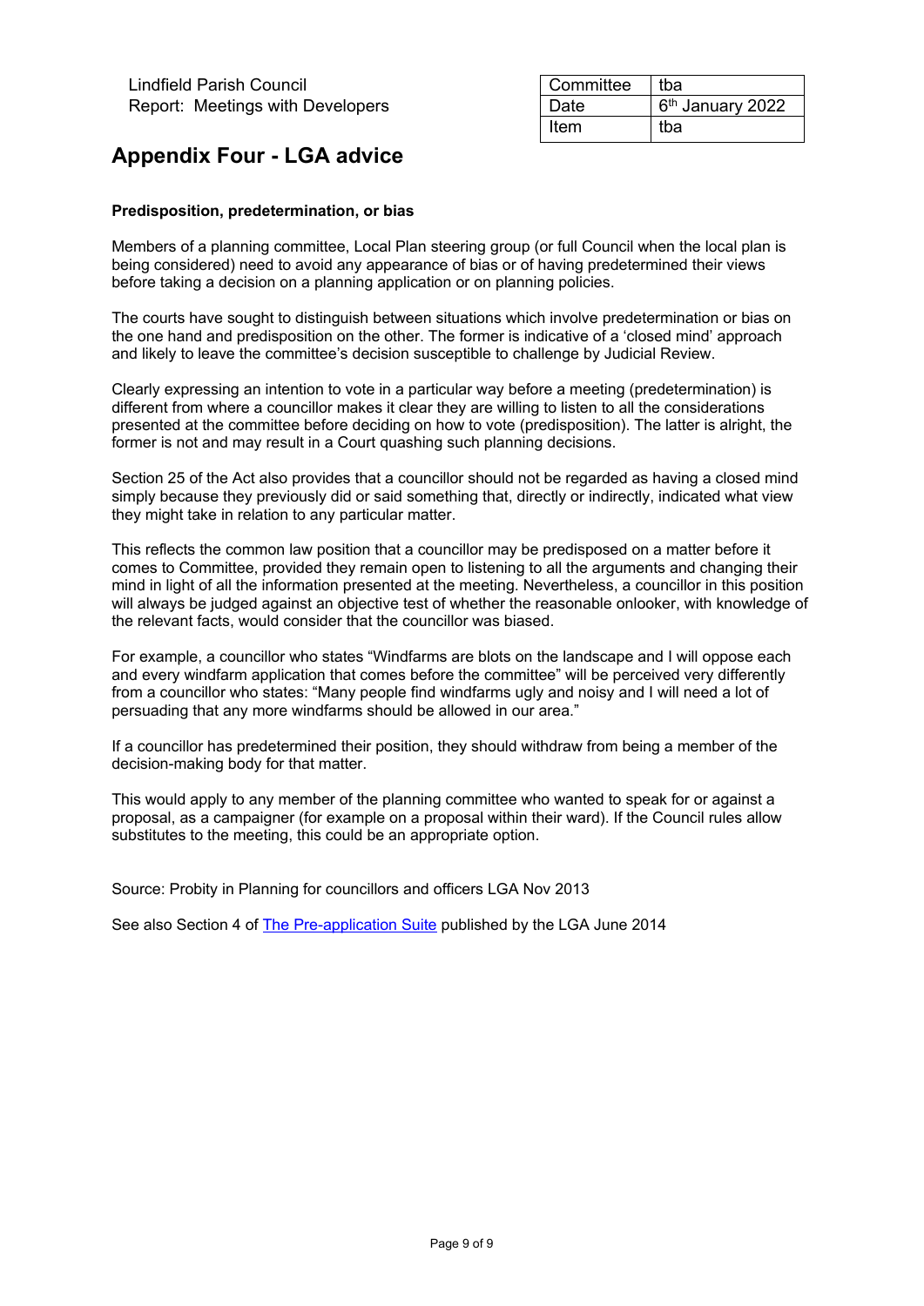Lindfield Parish Council
Report: Meetings with Developers

| Committee | tba |
| --- | --- |
| Date | 6th January 2022 |
| Item | tba |

## Appendix Four - LGA advice

**Predisposition, predetermination, or bias**

Members of a planning committee, Local Plan steering group (or full Council when the local plan is being considered) need to avoid any appearance of bias or of having predetermined their views before taking a decision on a planning application or on planning policies.

The courts have sought to distinguish between situations which involve predetermination or bias on the one hand and predisposition on the other. The former is indicative of a 'closed mind' approach and likely to leave the committee's decision susceptible to challenge by Judicial Review.

Clearly expressing an intention to vote in a particular way before a meeting (predetermination) is different from where a councillor makes it clear they are willing to listen to all the considerations presented at the committee before deciding on how to vote (predisposition). The latter is alright, the former is not and may result in a Court quashing such planning decisions.

Section 25 of the Act also provides that a councillor should not be regarded as having a closed mind simply because they previously did or said something that, directly or indirectly, indicated what view they might take in relation to any particular matter.

This reflects the common law position that a councillor may be predisposed on a matter before it comes to Committee, provided they remain open to listening to all the arguments and changing their mind in light of all the information presented at the meeting. Nevertheless, a councillor in this position will always be judged against an objective test of whether the reasonable onlooker, with knowledge of the relevant facts, would consider that the councillor was biased.

For example, a councillor who states "Windfarms are blots on the landscape and I will oppose each and every windfarm application that comes before the committee" will be perceived very differently from a councillor who states: "Many people find windfarms ugly and noisy and I will need a lot of persuading that any more windfarms should be allowed in our area."

If a councillor has predetermined their position, they should withdraw from being a member of the decision-making body for that matter.

This would apply to any member of the planning committee who wanted to speak for or against a proposal, as a campaigner (for example on a proposal within their ward). If the Council rules allow substitutes to the meeting, this could be an appropriate option.

Source: Probity in Planning for councillors and officers LGA Nov 2013

See also Section 4 of The Pre-application Suite published by the LGA June 2014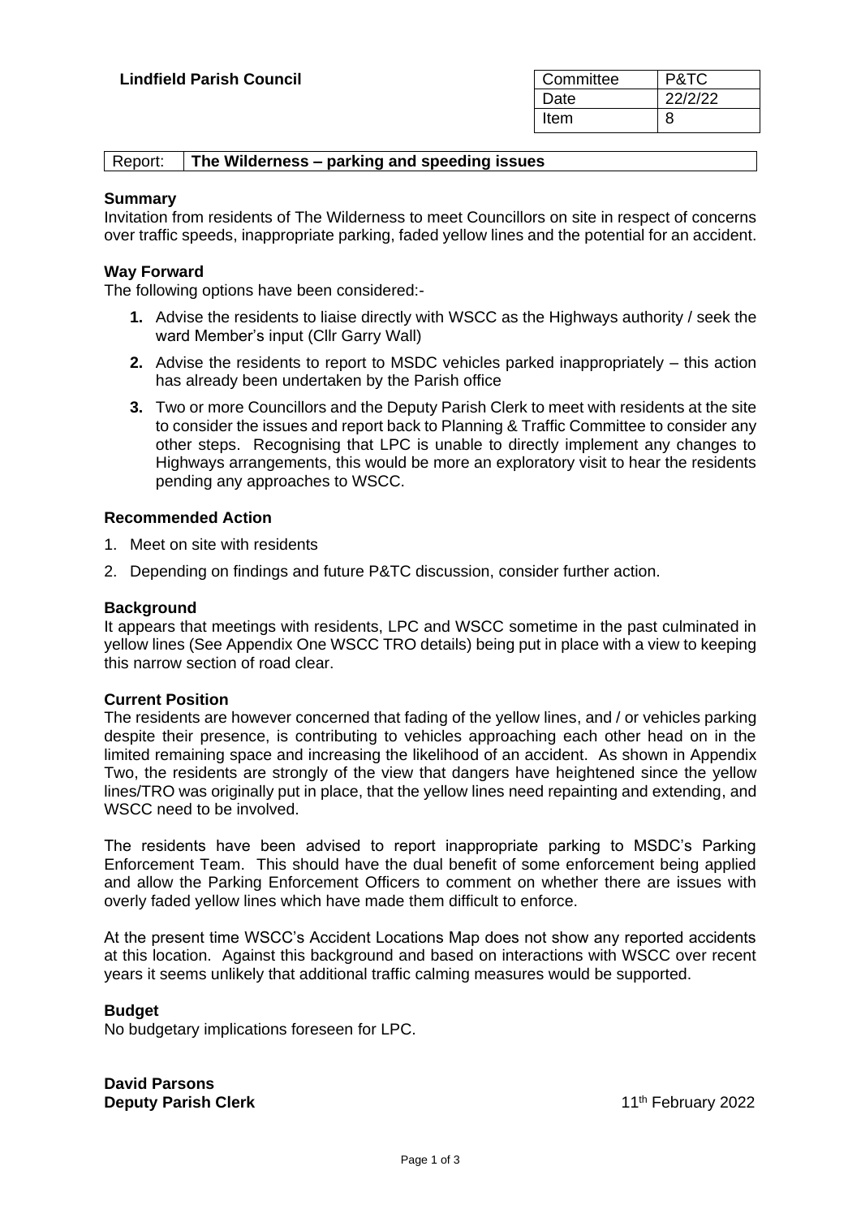**Lindfield Parish Council**

| Committee | P&TC |
| --- | --- |
| Date | 22/2/22 |
| Item | 8 |

| Report: | **The Wilderness – parking and speeding issues** |
| --- | --- |

### Summary

Invitation from residents of The Wilderness to meet Councillors on site in respect of concerns over traffic speeds, inappropriate parking, faded yellow lines and the potential for an accident.

### Way Forward

The following options have been considered:-

1. Advise the residents to liaise directly with WSCC as the Highways authority / seek the ward Member's input (Cllr Garry Wall)
2. Advise the residents to report to MSDC vehicles parked inappropriately – this action has already been undertaken by the Parish office
3. Two or more Councillors and the Deputy Parish Clerk to meet with residents at the site to consider the issues and report back to Planning & Traffic Committee to consider any other steps. Recognising that LPC is unable to directly implement any changes to Highways arrangements, this would be more an exploratory visit to hear the residents pending any approaches to WSCC.

### Recommended Action

1. Meet on site with residents
2. Depending on findings and future P&TC discussion, consider further action.

### Background

It appears that meetings with residents, LPC and WSCC sometime in the past culminated in yellow lines (See Appendix One WSCC TRO details) being put in place with a view to keeping this narrow section of road clear.

### Current Position

The residents are however concerned that fading of the yellow lines, and / or vehicles parking despite their presence, is contributing to vehicles approaching each other head on in the limited remaining space and increasing the likelihood of an accident. As shown in Appendix Two, the residents are strongly of the view that dangers have heightened since the yellow lines/TRO was originally put in place, that the yellow lines need repainting and extending, and WSCC need to be involved.

The residents have been advised to report inappropriate parking to MSDC's Parking Enforcement Team. This should have the dual benefit of some enforcement being applied and allow the Parking Enforcement Officers to comment on whether there are issues with overly faded yellow lines which have made them difficult to enforce.

At the present time WSCC's Accident Locations Map does not show any reported accidents at this location. Against this background and based on interactions with WSCC over recent years it seems unlikely that additional traffic calming measures would be supported.

### Budget

No budgetary implications foreseen for LPC.

**David Parsons**
**Deputy Parish Clerk**

11th February 2022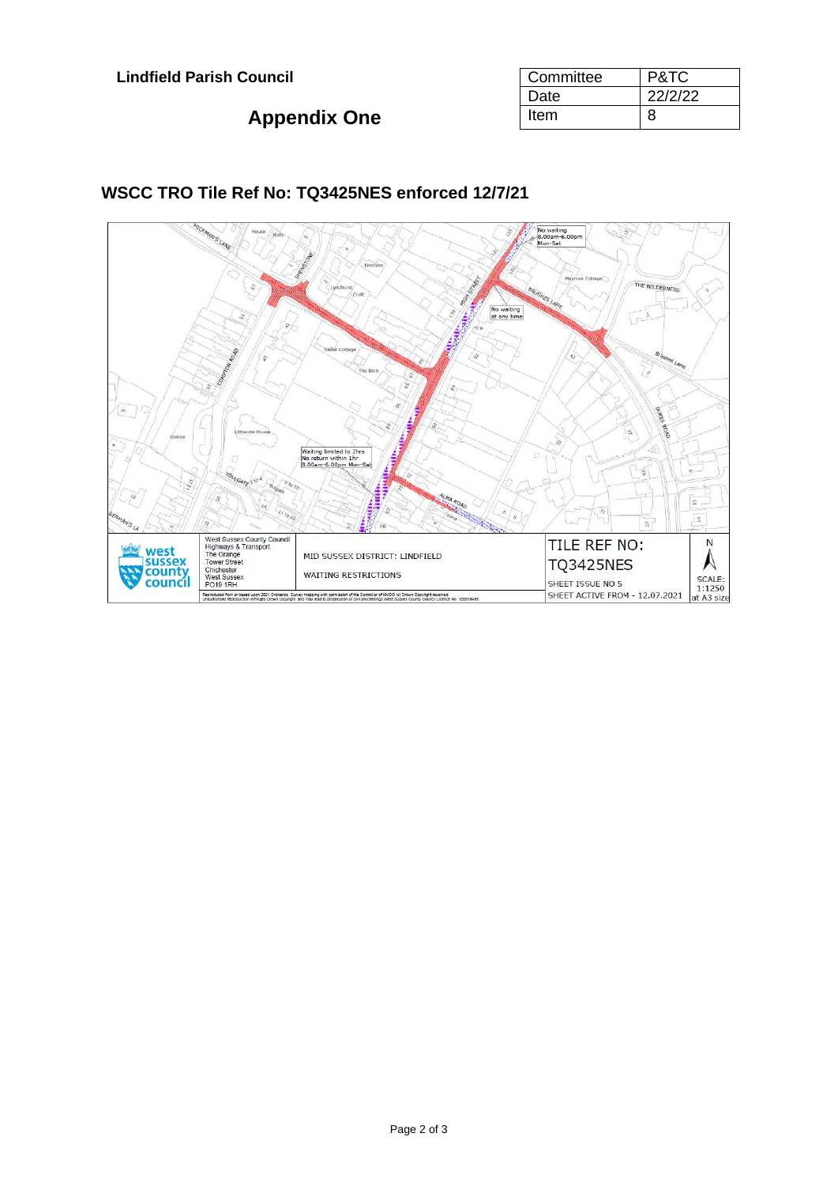**Lindfield Parish Council**

| Committee | P&TC |
|---|---|
| Date | 22/2/22 |
| Item | 8 |

## Appendix One

### WSCC TRO Tile Ref No: TQ3425NES enforced 12/7/21

No waiting 8.00am-6.00pm Mon-Sat

No waiting at any time

Waiting limited to 2hrs No return within 1hr 8.00am-6.00pm Mon-Sat

West Sussex County Council
Highways & Transport
The Grange
Tower Street
Chichester
West Sussex
PO19 1RH

MID SUSSEX DISTRICT: LINDFIELD

WAITING RESTRICTIONS

TILE REF NO: TQ3425NES

SHEET ISSUE NO 5

SHEET ACTIVE FROM - 12.07.2021

SCALE: 1:1250 at A3 size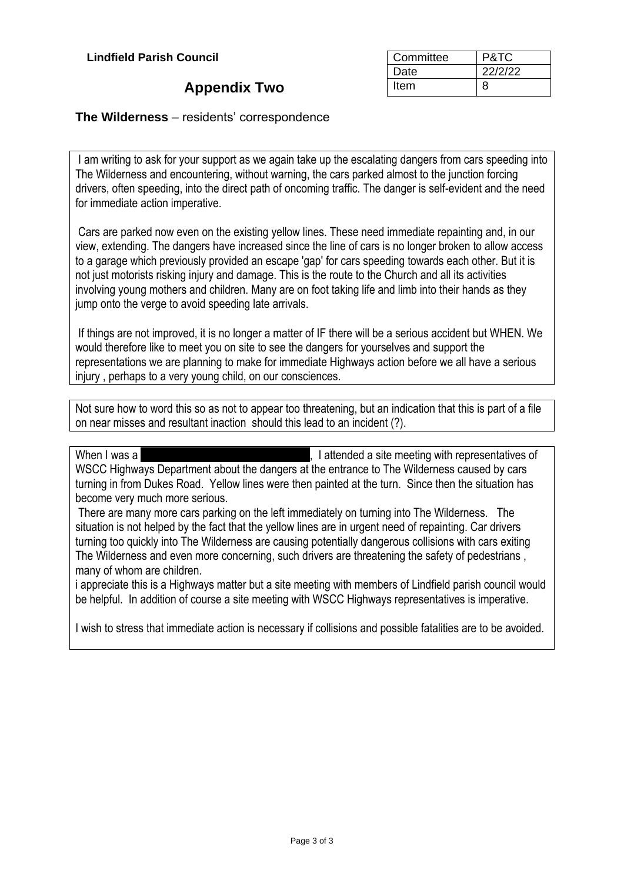**Lindfield Parish Council**

| Committee | P&TC |
|---|---|
| Date | 22/2/22 |
| Item | 8 |

## Appendix Two

**The Wilderness** – residents' correspondence

I am writing to ask for your support as we again take up the escalating dangers from cars speeding into The Wilderness and encountering, without warning, the cars parked almost to the junction forcing drivers, often speeding, into the direct path of oncoming traffic. The danger is self-evident and the need for immediate action imperative.

Cars are parked now even on the existing yellow lines. These need immediate repainting and, in our view, extending. The dangers have increased since the line of cars is no longer broken to allow access to a garage which previously provided an escape 'gap' for cars speeding towards each other. But it is not just motorists risking injury and damage. This is the route to the Church and all its activities involving young mothers and children. Many are on foot taking life and limb into their hands as they jump onto the verge to avoid speeding late arrivals.

If things are not improved, it is no longer a matter of IF there will be a serious accident but WHEN. We would therefore like to meet you on site to see the dangers for yourselves and support the representations we are planning to make for immediate Highways action before we all have a serious injury , perhaps to a very young child, on our consciences.

---

Not sure how to word this so as not to appear too threatening, but an indication that this is part of a file on near misses and resultant inaction should this lead to an incident (?).

---

When I was a [REDACTED], I attended a site meeting with representatives of WSCC Highways Department about the dangers at the entrance to The Wilderness caused by cars turning in from Dukes Road. Yellow lines were then painted at the turn. Since then the situation has become very much more serious.

There are many more cars parking on the left immediately on turning into The Wilderness. The situation is not helped by the fact that the yellow lines are in urgent need of repainting. Car drivers turning too quickly into The Wilderness are causing potentially dangerous collisions with cars exiting The Wilderness and even more concerning, such drivers are threatening the safety of pedestrians , many of whom are children.

i appreciate this is a Highways matter but a site meeting with members of Lindfield parish council would be helpful. In addition of course a site meeting with WSCC Highways representatives is imperative.

I wish to stress that immediate action is necessary if collisions and possible fatalities are to be avoided.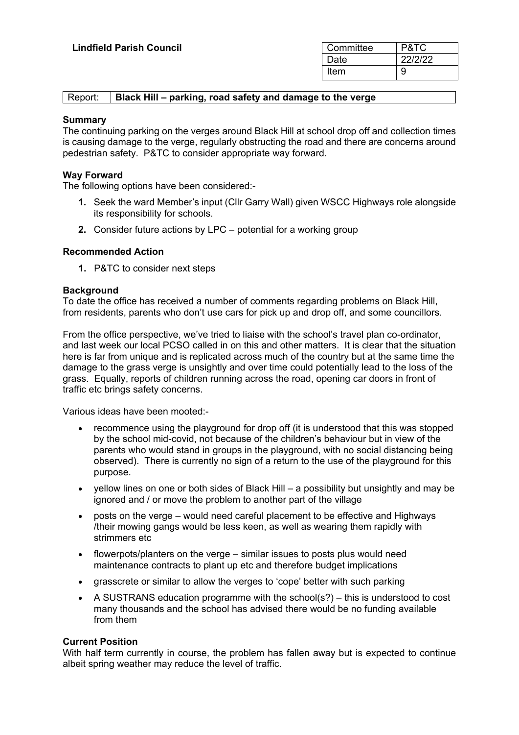**Lindfield Parish Council**

| Committee | P&TC |
|---|---|
| Date | 22/2/22 |
| Item | 9 |

| Report: | **Black Hill – parking, road safety and damage to the verge** |
|---|---|

**Summary**

The continuing parking on the verges around Black Hill at school drop off and collection times is causing damage to the verge, regularly obstructing the road and there are concerns around pedestrian safety. P&TC to consider appropriate way forward.

**Way Forward**

The following options have been considered:-

1. Seek the ward Member's input (Cllr Garry Wall) given WSCC Highways role alongside its responsibility for schools.
2. Consider future actions by LPC – potential for a working group

**Recommended Action**

1. P&TC to consider next steps

**Background**

To date the office has received a number of comments regarding problems on Black Hill, from residents, parents who don't use cars for pick up and drop off, and some councillors.

From the office perspective, we've tried to liaise with the school's travel plan co-ordinator, and last week our local PCSO called in on this and other matters. It is clear that the situation here is far from unique and is replicated across much of the country but at the same time the damage to the grass verge is unsightly and over time could potentially lead to the loss of the grass. Equally, reports of children running across the road, opening car doors in front of traffic etc brings safety concerns.

Various ideas have been mooted:-

- recommence using the playground for drop off (it is understood that this was stopped by the school mid-covid, not because of the children's behaviour but in view of the parents who would stand in groups in the playground, with no social distancing being observed). There is currently no sign of a return to the use of the playground for this purpose.
- yellow lines on one or both sides of Black Hill – a possibility but unsightly and may be ignored and / or move the problem to another part of the village
- posts on the verge – would need careful placement to be effective and Highways /their mowing gangs would be less keen, as well as wearing them rapidly with strimmers etc
- flowerpots/planters on the verge – similar issues to posts plus would need maintenance contracts to plant up etc and therefore budget implications
- grasscrete or similar to allow the verges to 'cope' better with such parking
- A SUSTRANS education programme with the school(s?) – this is understood to cost many thousands and the school has advised there would be no funding available from them

**Current Position**

With half term currently in course, the problem has fallen away but is expected to continue albeit spring weather may reduce the level of traffic.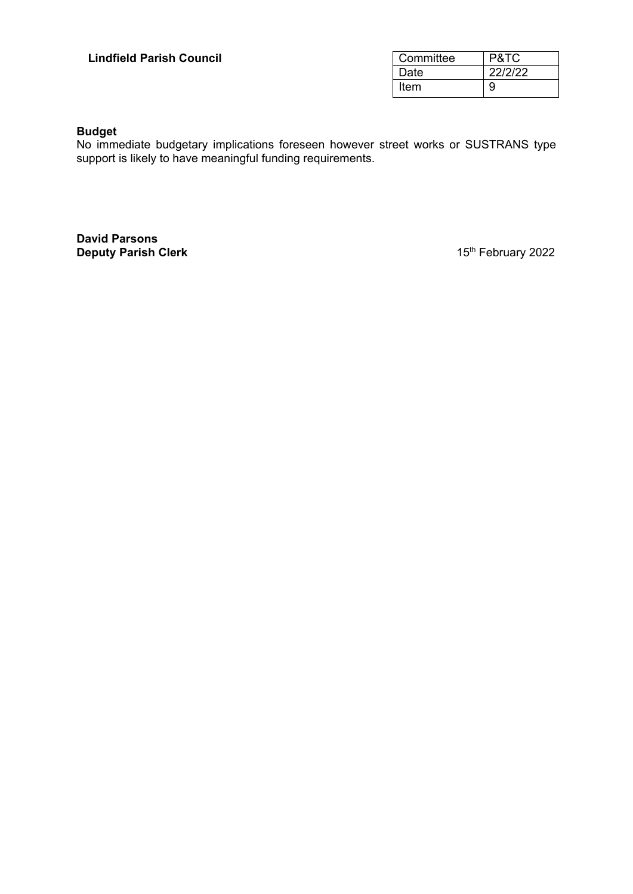**Lindfield Parish Council**

| | |
|---|---|
| Committee | P&TC |
| Date | 22/2/22 |
| Item | 9 |

**Budget**

No immediate budgetary implications foreseen however street works or SUSTRANS type support is likely to have meaningful funding requirements.

**David Parsons**
**Deputy Parish Clerk**

15th February 2022